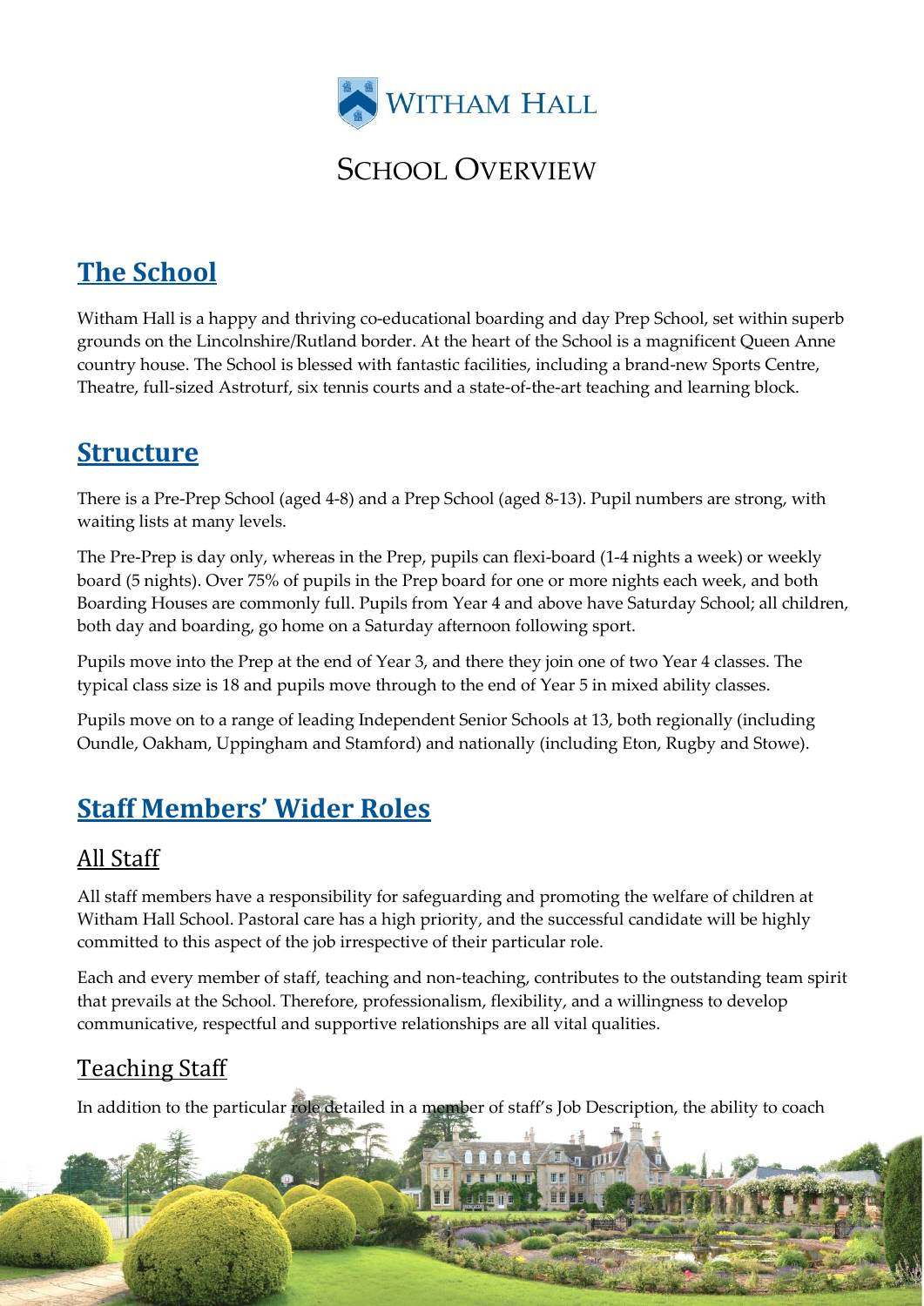WITHAM HALL

# SCHOOL OVERVIEW

## The School

Witham Hall is a happy and thriving co-educational boarding and day Prep School, set within superb grounds on the Lincolnshire/Rutland border. At the heart of the School is a magnificent Queen Anne country house. The School is blessed with fantastic facilities, including a brand-new Sports Centre, Theatre, full-sized Astroturf, six tennis courts and a state-of-the-art teaching and learning block.

## Structure

There is a Pre-Prep School (aged 4-8) and a Prep School (aged 8-13). Pupil numbers are strong, with waiting lists at many levels.

The Pre-Prep is day only, whereas in the Prep, pupils can flexi-board (1-4 nights a week) or weekly board (5 nights). Over 75% of pupils in the Prep board for one or more nights each week, and both Boarding Houses are commonly full. Pupils from Year 4 and above have Saturday School; all children, both day and boarding, go home on a Saturday afternoon following sport.

Pupils move into the Prep at the end of Year 3, and there they join one of two Year 4 classes. The typical class size is 18 and pupils move through to the end of Year 5 in mixed ability classes.

Pupils move on to a range of leading Independent Senior Schools at 13, both regionally (including Oundle, Oakham, Uppingham and Stamford) and nationally (including Eton, Rugby and Stowe).

## Staff Members' Wider Roles

### All Staff

All staff members have a responsibility for safeguarding and promoting the welfare of children at Witham Hall School. Pastoral care has a high priority, and the successful candidate will be highly committed to this aspect of the job irrespective of their particular role.

Each and every member of staff, teaching and non-teaching, contributes to the outstanding team spirit that prevails at the School. Therefore, professionalism, flexibility, and a willingness to develop communicative, respectful and supportive relationships are all vital qualities.

### Teaching Staff

In addition to the particular role detailed in a member of staff's Job Description, the ability to coach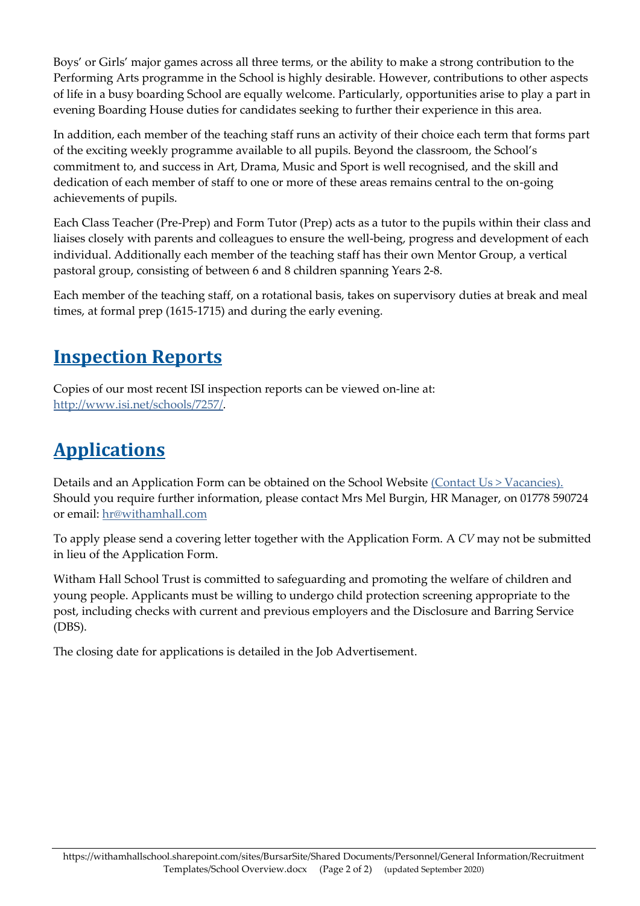Boys' or Girls' major games across all three terms, or the ability to make a strong contribution to the Performing Arts programme in the School is highly desirable. However, contributions to other aspects of life in a busy boarding School are equally welcome. Particularly, opportunities arise to play a part in evening Boarding House duties for candidates seeking to further their experience in this area.

In addition, each member of the teaching staff runs an activity of their choice each term that forms part of the exciting weekly programme available to all pupils. Beyond the classroom, the School's commitment to, and success in Art, Drama, Music and Sport is well recognised, and the skill and dedication of each member of staff to one or more of these areas remains central to the on-going achievements of pupils.

Each Class Teacher (Pre-Prep) and Form Tutor (Prep) acts as a tutor to the pupils within their class and liaises closely with parents and colleagues to ensure the well-being, progress and development of each individual. Additionally each member of the teaching staff has their own Mentor Group, a vertical pastoral group, consisting of between 6 and 8 children spanning Years 2-8.

Each member of the teaching staff, on a rotational basis, takes on supervisory duties at break and meal times, at formal prep (1615-1715) and during the early evening.

## Inspection Reports

Copies of our most recent ISI inspection reports can be viewed on-line at: http://www.isi.net/schools/7257/.

## Applications

Details and an Application Form can be obtained on the School Website (Contact Us > Vacancies). Should you require further information, please contact Mrs Mel Burgin, HR Manager, on 01778 590724 or email: hr@withamhall.com

To apply please send a covering letter together with the Application Form. A *CV* may not be submitted in lieu of the Application Form.

Witham Hall School Trust is committed to safeguarding and promoting the welfare of children and young people. Applicants must be willing to undergo child protection screening appropriate to the post, including checks with current and previous employers and the Disclosure and Barring Service (DBS).

The closing date for applications is detailed in the Job Advertisement.